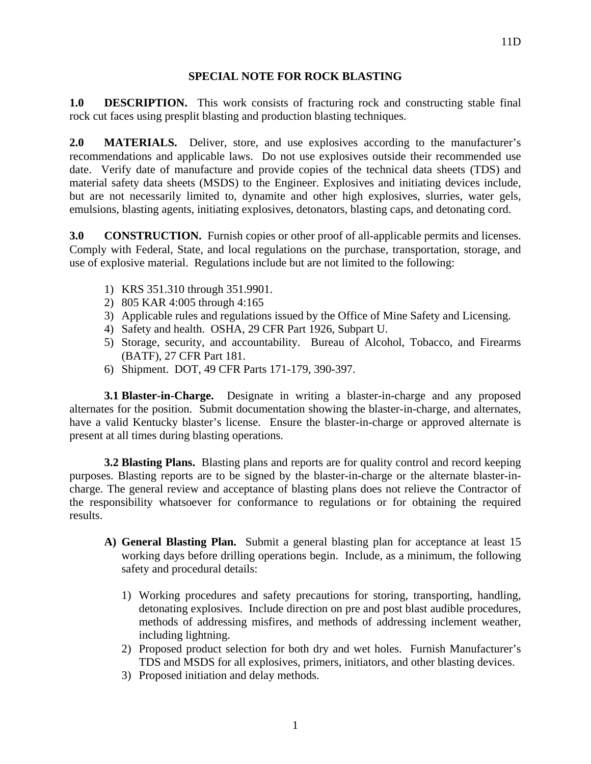# SPECIAL NOTE FOR ROCK BLASTING

**1.0 DESCRIPTION.** This work consists of fracturing rock and constructing stable final rock cut faces using presplit blasting and production blasting techniques.

**2.0 MATERIALS.** Deliver, store, and use explosives according to the manufacturer's recommendations and applicable laws. Do not use explosives outside their recommended use date. Verify date of manufacture and provide copies of the technical data sheets (TDS) and material safety data sheets (MSDS) to the Engineer. Explosives and initiating devices include, but are not necessarily limited to, dynamite and other high explosives, slurries, water gels, emulsions, blasting agents, initiating explosives, detonators, blasting caps, and detonating cord.

**3.0 CONSTRUCTION.** Furnish copies or other proof of all-applicable permits and licenses. Comply with Federal, State, and local regulations on the purchase, transportation, storage, and use of explosive material. Regulations include but are not limited to the following:

1) KRS 351.310 through 351.9901.
2) 805 KAR 4:005 through 4:165
3) Applicable rules and regulations issued by the Office of Mine Safety and Licensing.
4) Safety and health. OSHA, 29 CFR Part 1926, Subpart U.
5) Storage, security, and accountability. Bureau of Alcohol, Tobacco, and Firearms (BATF), 27 CFR Part 181.
6) Shipment. DOT, 49 CFR Parts 171-179, 390-397.

**3.1 Blaster-in-Charge.** Designate in writing a blaster-in-charge and any proposed alternates for the position. Submit documentation showing the blaster-in-charge, and alternates, have a valid Kentucky blaster's license. Ensure the blaster-in-charge or approved alternate is present at all times during blasting operations.

**3.2 Blasting Plans.** Blasting plans and reports are for quality control and record keeping purposes. Blasting reports are to be signed by the blaster-in-charge or the alternate blaster-in-charge. The general review and acceptance of blasting plans does not relieve the Contractor of the responsibility whatsoever for conformance to regulations or for obtaining the required results.

**A) General Blasting Plan.** Submit a general blasting plan for acceptance at least 15 working days before drilling operations begin. Include, as a minimum, the following safety and procedural details:

1) Working procedures and safety precautions for storing, transporting, handling, detonating explosives. Include direction on pre and post blast audible procedures, methods of addressing misfires, and methods of addressing inclement weather, including lightning.
2) Proposed product selection for both dry and wet holes. Furnish Manufacturer's TDS and MSDS for all explosives, primers, initiators, and other blasting devices.
3) Proposed initiation and delay methods.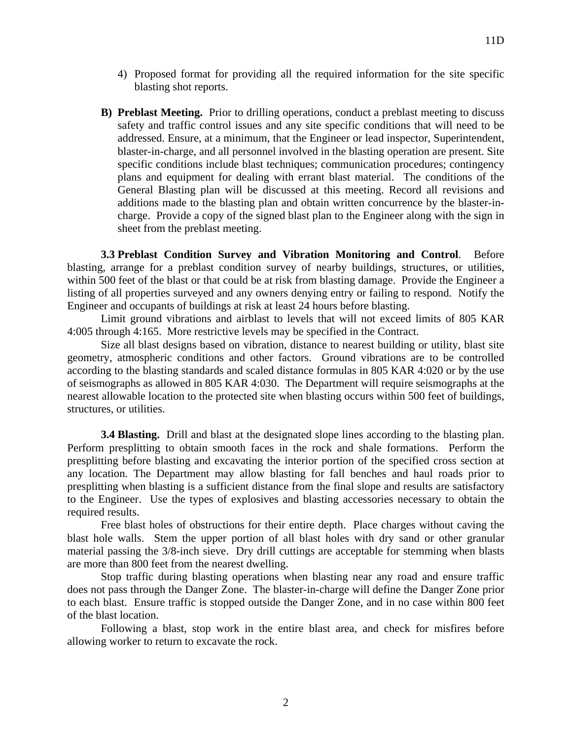4) Proposed format for providing all the required information for the site specific blasting shot reports.

**B) Preblast Meeting.** Prior to drilling operations, conduct a preblast meeting to discuss safety and traffic control issues and any site specific conditions that will need to be addressed. Ensure, at a minimum, that the Engineer or lead inspector, Superintendent, blaster-in-charge, and all personnel involved in the blasting operation are present. Site specific conditions include blast techniques; communication procedures; contingency plans and equipment for dealing with errant blast material. The conditions of the General Blasting plan will be discussed at this meeting. Record all revisions and additions made to the blasting plan and obtain written concurrence by the blaster-in-charge. Provide a copy of the signed blast plan to the Engineer along with the sign in sheet from the preblast meeting.

**3.3 Preblast Condition Survey and Vibration Monitoring and Control**. Before blasting, arrange for a preblast condition survey of nearby buildings, structures, or utilities, within 500 feet of the blast or that could be at risk from blasting damage. Provide the Engineer a listing of all properties surveyed and any owners denying entry or failing to respond. Notify the Engineer and occupants of buildings at risk at least 24 hours before blasting.

Limit ground vibrations and airblast to levels that will not exceed limits of 805 KAR 4:005 through 4:165. More restrictive levels may be specified in the Contract.

Size all blast designs based on vibration, distance to nearest building or utility, blast site geometry, atmospheric conditions and other factors. Ground vibrations are to be controlled according to the blasting standards and scaled distance formulas in 805 KAR 4:020 or by the use of seismographs as allowed in 805 KAR 4:030. The Department will require seismographs at the nearest allowable location to the protected site when blasting occurs within 500 feet of buildings, structures, or utilities.

**3.4 Blasting.** Drill and blast at the designated slope lines according to the blasting plan. Perform presplitting to obtain smooth faces in the rock and shale formations. Perform the presplitting before blasting and excavating the interior portion of the specified cross section at any location. The Department may allow blasting for fall benches and haul roads prior to presplitting when blasting is a sufficient distance from the final slope and results are satisfactory to the Engineer. Use the types of explosives and blasting accessories necessary to obtain the required results.

Free blast holes of obstructions for their entire depth. Place charges without caving the blast hole walls. Stem the upper portion of all blast holes with dry sand or other granular material passing the 3/8-inch sieve. Dry drill cuttings are acceptable for stemming when blasts are more than 800 feet from the nearest dwelling.

Stop traffic during blasting operations when blasting near any road and ensure traffic does not pass through the Danger Zone. The blaster-in-charge will define the Danger Zone prior to each blast. Ensure traffic is stopped outside the Danger Zone, and in no case within 800 feet of the blast location.

Following a blast, stop work in the entire blast area, and check for misfires before allowing worker to return to excavate the rock.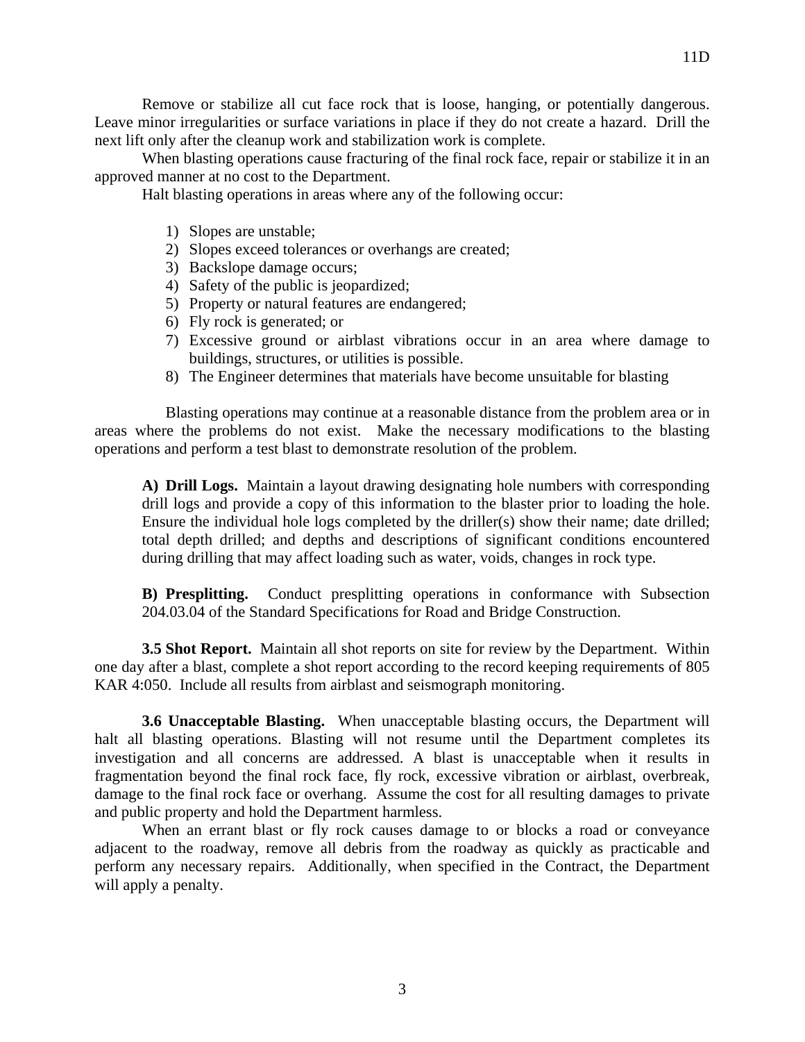Remove or stabilize all cut face rock that is loose, hanging, or potentially dangerous. Leave minor irregularities or surface variations in place if they do not create a hazard. Drill the next lift only after the cleanup work and stabilization work is complete.

When blasting operations cause fracturing of the final rock face, repair or stabilize it in an approved manner at no cost to the Department.

Halt blasting operations in areas where any of the following occur:

1) Slopes are unstable;
2) Slopes exceed tolerances or overhangs are created;
3) Backslope damage occurs;
4) Safety of the public is jeopardized;
5) Property or natural features are endangered;
6) Fly rock is generated; or
7) Excessive ground or airblast vibrations occur in an area where damage to buildings, structures, or utilities is possible.
8) The Engineer determines that materials have become unsuitable for blasting

Blasting operations may continue at a reasonable distance from the problem area or in areas where the problems do not exist. Make the necessary modifications to the blasting operations and perform a test blast to demonstrate resolution of the problem.

**A) Drill Logs.** Maintain a layout drawing designating hole numbers with corresponding drill logs and provide a copy of this information to the blaster prior to loading the hole. Ensure the individual hole logs completed by the driller(s) show their name; date drilled; total depth drilled; and depths and descriptions of significant conditions encountered during drilling that may affect loading such as water, voids, changes in rock type.

**B) Presplitting.** Conduct presplitting operations in conformance with Subsection 204.03.04 of the Standard Specifications for Road and Bridge Construction.

**3.5 Shot Report.** Maintain all shot reports on site for review by the Department. Within one day after a blast, complete a shot report according to the record keeping requirements of 805 KAR 4:050. Include all results from airblast and seismograph monitoring.

**3.6 Unacceptable Blasting.** When unacceptable blasting occurs, the Department will halt all blasting operations. Blasting will not resume until the Department completes its investigation and all concerns are addressed. A blast is unacceptable when it results in fragmentation beyond the final rock face, fly rock, excessive vibration or airblast, overbreak, damage to the final rock face or overhang. Assume the cost for all resulting damages to private and public property and hold the Department harmless.

When an errant blast or fly rock causes damage to or blocks a road or conveyance adjacent to the roadway, remove all debris from the roadway as quickly as practicable and perform any necessary repairs. Additionally, when specified in the Contract, the Department will apply a penalty.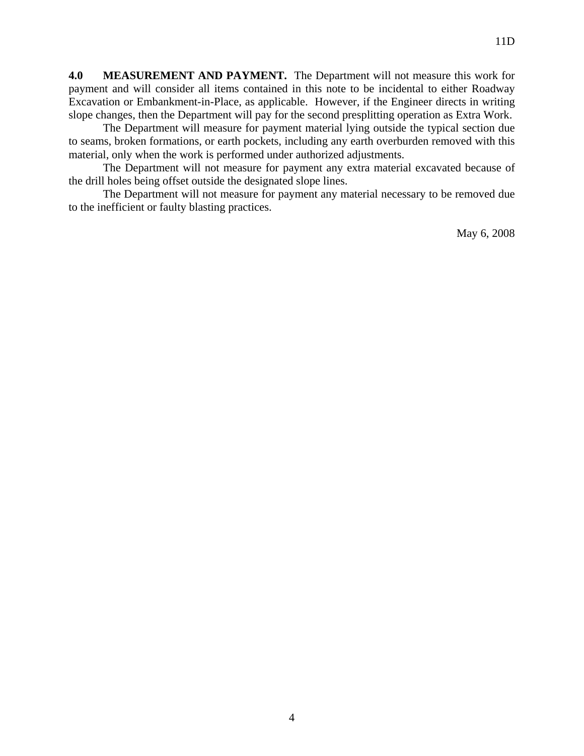**4.0 MEASUREMENT AND PAYMENT.** The Department will not measure this work for payment and will consider all items contained in this note to be incidental to either Roadway Excavation or Embankment-in-Place, as applicable. However, if the Engineer directs in writing slope changes, then the Department will pay for the second presplitting operation as Extra Work.

The Department will measure for payment material lying outside the typical section due to seams, broken formations, or earth pockets, including any earth overburden removed with this material, only when the work is performed under authorized adjustments.

The Department will not measure for payment any extra material excavated because of the drill holes being offset outside the designated slope lines.

The Department will not measure for payment any material necessary to be removed due to the inefficient or faulty blasting practices.

May 6, 2008